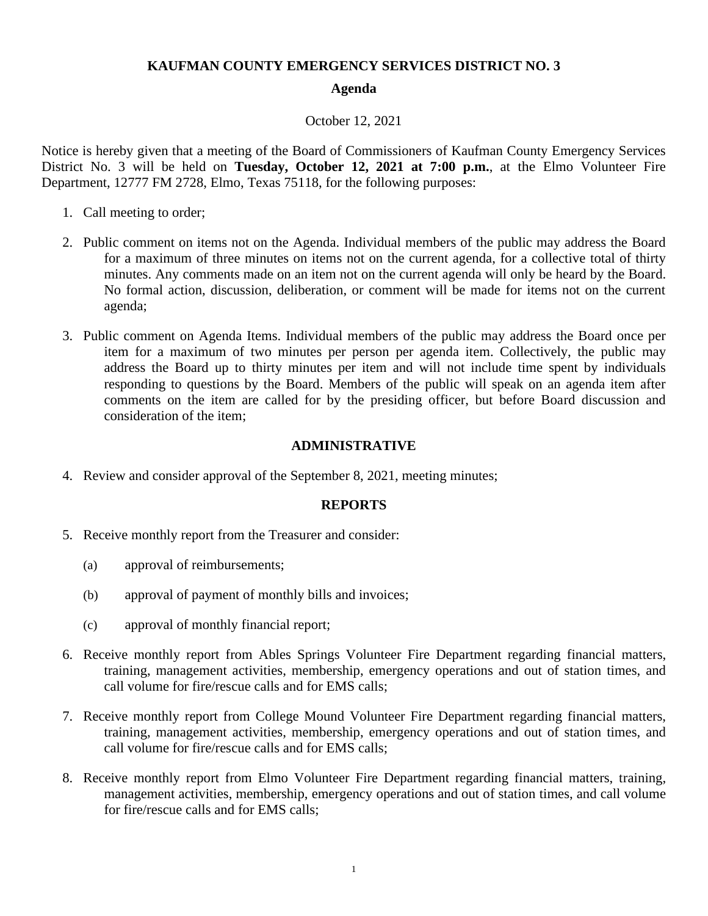**KAUFMAN COUNTY EMERGENCY SERVICES DISTRICT NO. 3**

**Agenda**

October 12, 2021

Notice is hereby given that a meeting of the Board of Commissioners of Kaufman County Emergency Services District No. 3 will be held on **Tuesday, October 12, 2021 at 7:00 p.m.**, at the Elmo Volunteer Fire Department, 12777 FM 2728, Elmo, Texas 75118, for the following purposes:

1. Call meeting to order;

2. Public comment on items not on the Agenda. Individual members of the public may address the Board for a maximum of three minutes on items not on the current agenda, for a collective total of thirty minutes. Any comments made on an item not on the current agenda will only be heard by the Board. No formal action, discussion, deliberation, or comment will be made for items not on the current agenda;

3. Public comment on Agenda Items. Individual members of the public may address the Board once per item for a maximum of two minutes per person per agenda item. Collectively, the public may address the Board up to thirty minutes per item and will not include time spent by individuals responding to questions by the Board. Members of the public will speak on an agenda item after comments on the item are called for by the presiding officer, but before Board discussion and consideration of the item;

**ADMINISTRATIVE**

4. Review and consider approval of the September 8, 2021, meeting minutes;

**REPORTS**

5. Receive monthly report from the Treasurer and consider:

   (a) approval of reimbursements;

   (b) approval of payment of monthly bills and invoices;

   (c) approval of monthly financial report;

6. Receive monthly report from Ables Springs Volunteer Fire Department regarding financial matters, training, management activities, membership, emergency operations and out of station times, and call volume for fire/rescue calls and for EMS calls;

7. Receive monthly report from College Mound Volunteer Fire Department regarding financial matters, training, management activities, membership, emergency operations and out of station times, and call volume for fire/rescue calls and for EMS calls;

8. Receive monthly report from Elmo Volunteer Fire Department regarding financial matters, training, management activities, membership, emergency operations and out of station times, and call volume for fire/rescue calls and for EMS calls;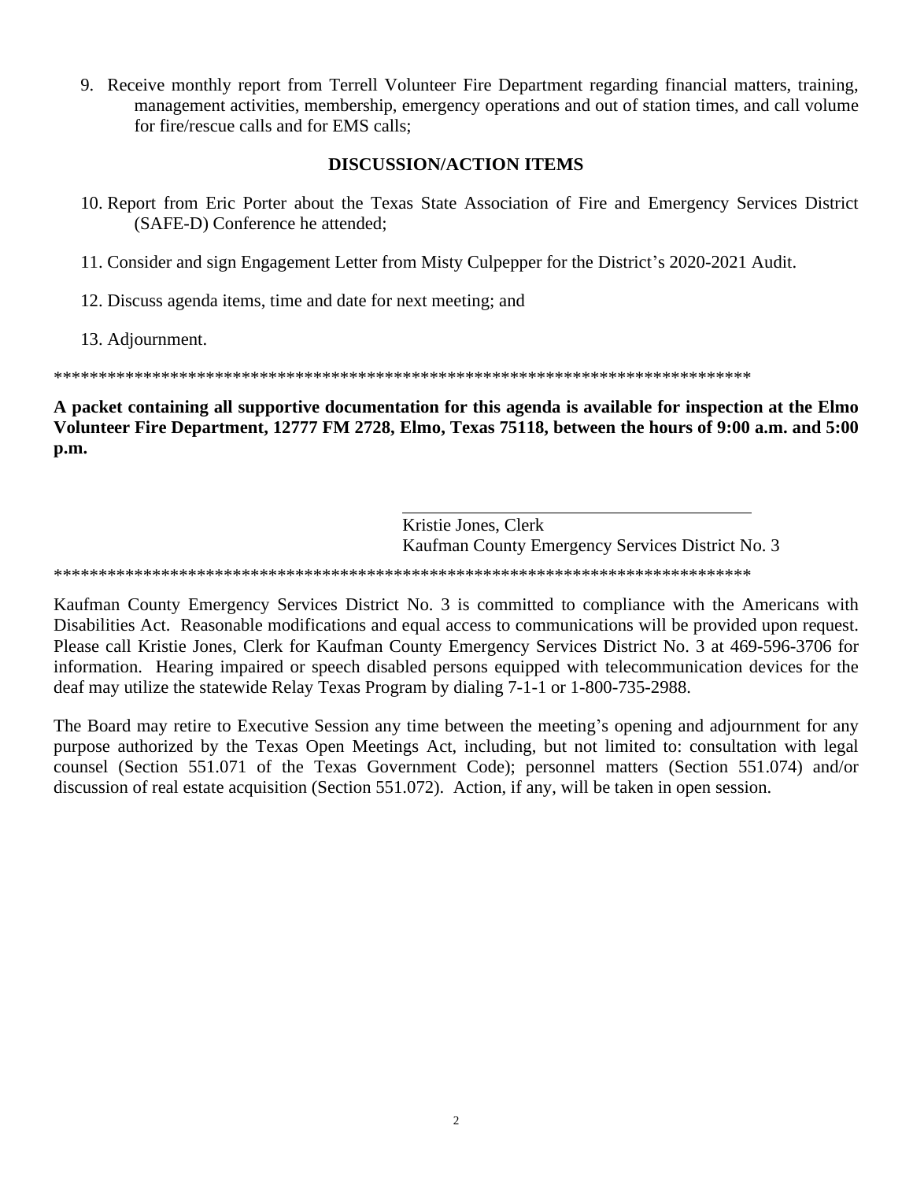9. Receive monthly report from Terrell Volunteer Fire Department regarding financial matters, training, management activities, membership, emergency operations and out of station times, and call volume for fire/rescue calls and for EMS calls;

## DISCUSSION/ACTION ITEMS

10. Report from Eric Porter about the Texas State Association of Fire and Emergency Services District (SAFE-D) Conference he attended;

11. Consider and sign Engagement Letter from Misty Culpepper for the District's 2020-2021 Audit.

12. Discuss agenda items, time and date for next meeting; and

13. Adjournment.

*******************************************************************************

**A packet containing all supportive documentation for this agenda is available for inspection at the Elmo Volunteer Fire Department, 12777 FM 2728, Elmo, Texas 75118, between the hours of 9:00 a.m. and 5:00 p.m.**

Kristie Jones, Clerk
Kaufman County Emergency Services District No. 3

*******************************************************************************

Kaufman County Emergency Services District No. 3 is committed to compliance with the Americans with Disabilities Act. Reasonable modifications and equal access to communications will be provided upon request. Please call Kristie Jones, Clerk for Kaufman County Emergency Services District No. 3 at 469-596-3706 for information. Hearing impaired or speech disabled persons equipped with telecommunication devices for the deaf may utilize the statewide Relay Texas Program by dialing 7-1-1 or 1-800-735-2988.

The Board may retire to Executive Session any time between the meeting's opening and adjournment for any purpose authorized by the Texas Open Meetings Act, including, but not limited to: consultation with legal counsel (Section 551.071 of the Texas Government Code); personnel matters (Section 551.074) and/or discussion of real estate acquisition (Section 551.072). Action, if any, will be taken in open session.